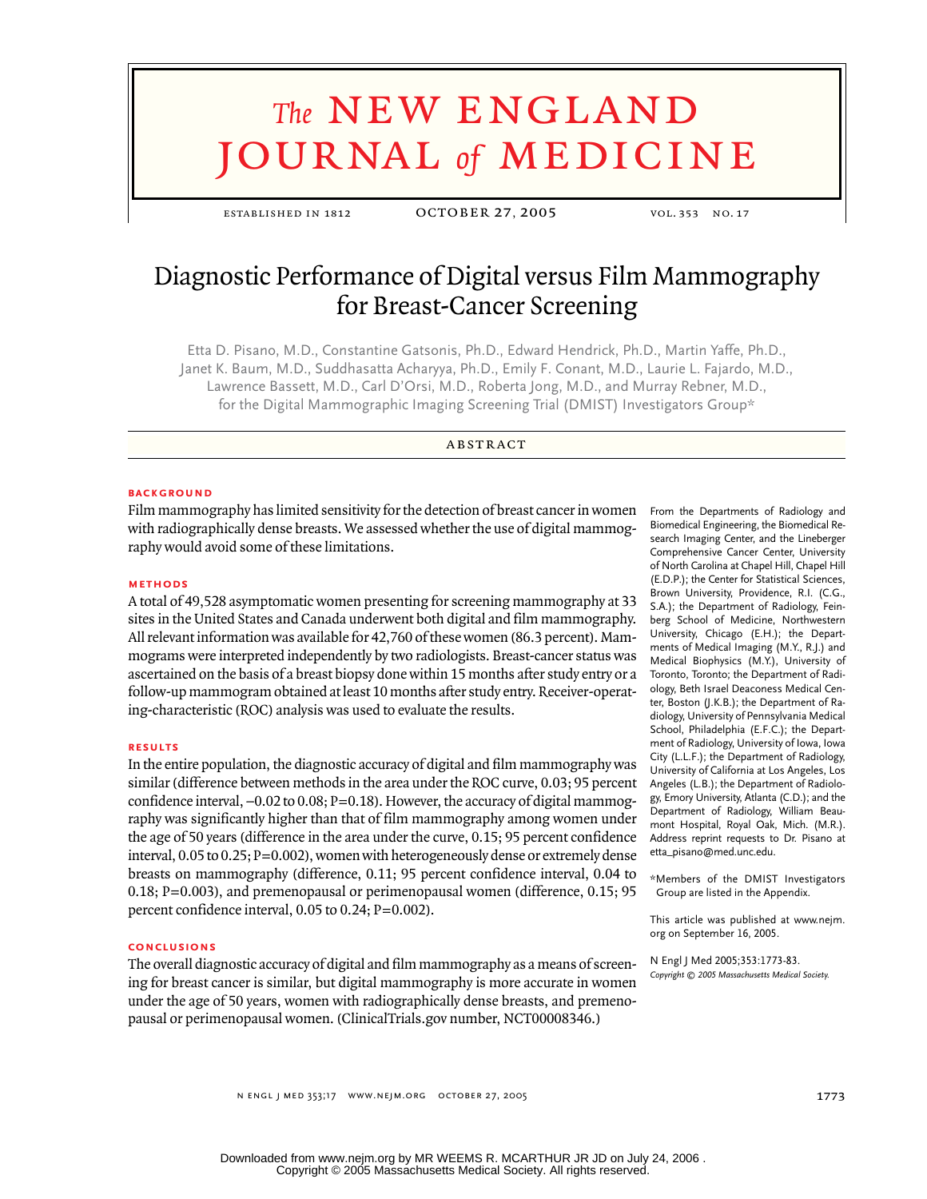# Diagnostic Performance of Digital versus Film Mammography for Breast-Cancer Screening

Etta D. Pisano, M.D., Constantine Gatsonis, Ph.D., Edward Hendrick, Ph.D., Martin Yaffe, Ph.D., Janet K. Baum, M.D., Suddhasatta Acharyya, Ph.D., Emily F. Conant, M.D., Laurie L. Fajardo, M.D., Lawrence Bassett, M.D., Carl D'Orsi, M.D., Roberta Jong, M.D., and Murray Rebner, M.D., for the Digital Mammographic Imaging Screening Trial (DMIST) Investigators Group*

## ABSTRACT

### BACKGROUND

Film mammography has limited sensitivity for the detection of breast cancer in women with radiographically dense breasts. We assessed whether the use of digital mammography would avoid some of these limitations.

### METHODS

A total of 49,528 asymptomatic women presenting for screening mammography at 33 sites in the United States and Canada underwent both digital and film mammography. All relevant information was available for 42,760 of these women (86.3 percent). Mammograms were interpreted independently by two radiologists. Breast-cancer status was ascertained on the basis of a breast biopsy done within 15 months after study entry or a follow-up mammogram obtained at least 10 months after study entry. Receiver-operating-characteristic (ROC) analysis was used to evaluate the results.

### RESULTS

In the entire population, the diagnostic accuracy of digital and film mammography was similar (difference between methods in the area under the ROC curve, 0.03; 95 percent confidence interval, −0.02 to 0.08; P=0.18). However, the accuracy of digital mammography was significantly higher than that of film mammography among women under the age of 50 years (difference in the area under the curve, 0.15; 95 percent confidence interval, 0.05 to 0.25; P=0.002), women with heterogeneously dense or extremely dense breasts on mammography (difference, 0.11; 95 percent confidence interval, 0.04 to 0.18; P=0.003), and premenopausal or perimenopausal women (difference, 0.15; 95 percent confidence interval, 0.05 to 0.24; P=0.002).

### CONCLUSIONS

The overall diagnostic accuracy of digital and film mammography as a means of screening for breast cancer is similar, but digital mammography is more accurate in women under the age of 50 years, women with radiographically dense breasts, and premenopausal or perimenopausal women. (ClinicalTrials.gov number, NCT00008346.)

From the Departments of Radiology and Biomedical Engineering, the Biomedical Research Imaging Center, and the Lineberger Comprehensive Cancer Center, University of North Carolina at Chapel Hill, Chapel Hill (E.D.P.); the Center for Statistical Sciences, Brown University, Providence, R.I. (C.G., S.A.); the Department of Radiology, Feinberg School of Medicine, Northwestern University, Chicago (E.H.); the Departments of Medical Imaging (M.Y., R.J.) and Medical Biophysics (M.Y.), University of Toronto, Toronto; the Department of Radiology, Beth Israel Deaconess Medical Center, Boston (J.K.B.); the Department of Radiology, University of Pennsylvania Medical School, Philadelphia (E.F.C.); the Department of Radiology, University of Iowa, Iowa City (L.L.F.); the Department of Radiology, University of California at Los Angeles, Los Angeles (L.B.); the Department of Radiology, Emory University, Atlanta (C.D.); and the Department of Radiology, William Beaumont Hospital, Royal Oak, Mich. (M.R.). Address reprint requests to Dr. Pisano at etta_pisano@med.unc.edu.

*Members of the DMIST Investigators Group are listed in the Appendix.

This article was published at www.nejm.org on September 16, 2005.

N Engl J Med 2005;353:1773-83.
*Copyright © 2005 Massachusetts Medical Society.*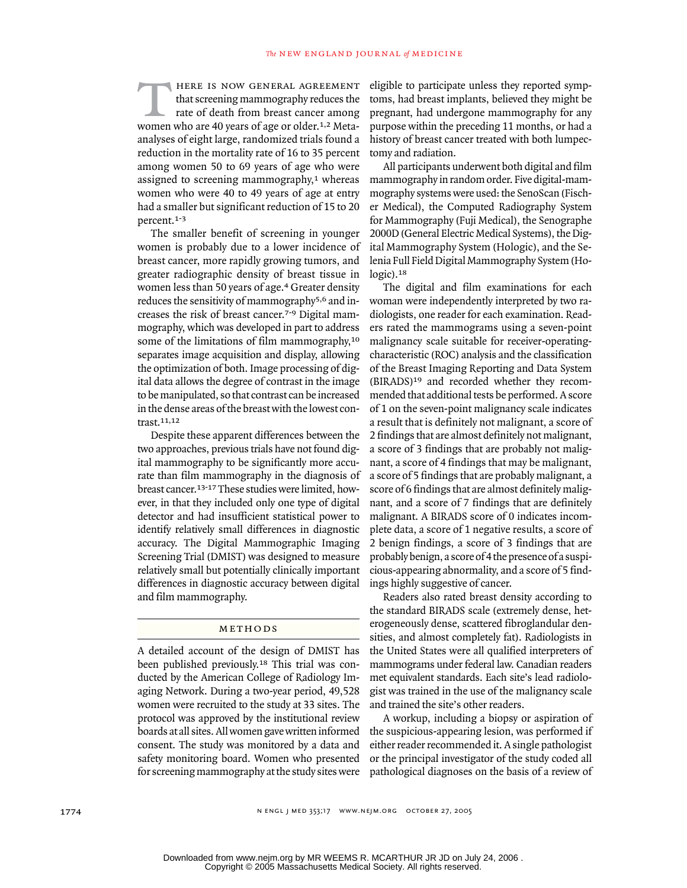There is now general agreement that screening mammography reduces the rate of death from breast cancer among women who are 40 years of age or older.[1,2] Meta-analyses of eight large, randomized trials found a reduction in the mortality rate of 16 to 35 percent among women 50 to 69 years of age who were assigned to screening mammography,[1] whereas women who were 40 to 49 years of age at entry had a smaller but significant reduction of 15 to 20 percent.[1-3]

The smaller benefit of screening in younger women is probably due to a lower incidence of breast cancer, more rapidly growing tumors, and greater radiographic density of breast tissue in women less than 50 years of age.[4] Greater density reduces the sensitivity of mammography[5,6] and increases the risk of breast cancer.[7-9] Digital mammography, which was developed in part to address some of the limitations of film mammography,[10] separates image acquisition and display, allowing the optimization of both. Image processing of digital data allows the degree of contrast in the image to be manipulated, so that contrast can be increased in the dense areas of the breast with the lowest contrast.[11,12]

Despite these apparent differences between the two approaches, previous trials have not found digital mammography to be significantly more accurate than film mammography in the diagnosis of breast cancer.[13-17] These studies were limited, however, in that they included only one type of digital detector and had insufficient statistical power to identify relatively small differences in diagnostic accuracy. The Digital Mammographic Imaging Screening Trial (DMIST) was designed to measure relatively small but potentially clinically important differences in diagnostic accuracy between digital and film mammography.

## METHODS

A detailed account of the design of DMIST has been published previously.[18] This trial was conducted by the American College of Radiology Imaging Network. During a two-year period, 49,528 women were recruited to the study at 33 sites. The protocol was approved by the institutional review boards at all sites. All women gave written informed consent. The study was monitored by a data and safety monitoring board. Women who presented for screening mammography at the study sites were eligible to participate unless they reported symptoms, had breast implants, believed they might be pregnant, had undergone mammography for any purpose within the preceding 11 months, or had a history of breast cancer treated with both lumpectomy and radiation.

All participants underwent both digital and film mammography in random order. Five digital-mammography systems were used: the SenoScan (Fischer Medical), the Computed Radiography System for Mammography (Fuji Medical), the Senographe 2000D (General Electric Medical Systems), the Digital Mammography System (Hologic), and the Selenia Full Field Digital Mammography System (Hologic).[18]

The digital and film examinations for each woman were independently interpreted by two radiologists, one reader for each examination. Readers rated the mammograms using a seven-point malignancy scale suitable for receiver-operating-characteristic (ROC) analysis and the classification of the Breast Imaging Reporting and Data System (BIRADS)[19] and recorded whether they recommended that additional tests be performed. A score of 1 on the seven-point malignancy scale indicates a result that is definitely not malignant, a score of 2 findings that are almost definitely not malignant, a score of 3 findings that are probably not malignant, a score of 4 findings that may be malignant, a score of 5 findings that are probably malignant, a score of 6 findings that are almost definitely malignant, and a score of 7 findings that are definitely malignant. A BIRADS score of 0 indicates incomplete data, a score of 1 negative results, a score of 2 benign findings, a score of 3 findings that are probably benign, a score of 4 the presence of a suspicious-appearing abnormality, and a score of 5 findings highly suggestive of cancer.

Readers also rated breast density according to the standard BIRADS scale (extremely dense, heterogeneously dense, scattered fibroglandular densities, and almost completely fat). Radiologists in the United States were all qualified interpreters of mammograms under federal law. Canadian readers met equivalent standards. Each site's lead radiologist was trained in the use of the malignancy scale and trained the site's other readers.

A workup, including a biopsy or aspiration of the suspicious-appearing lesion, was performed if either reader recommended it. A single pathologist or the principal investigator of the study coded all pathological diagnoses on the basis of a review of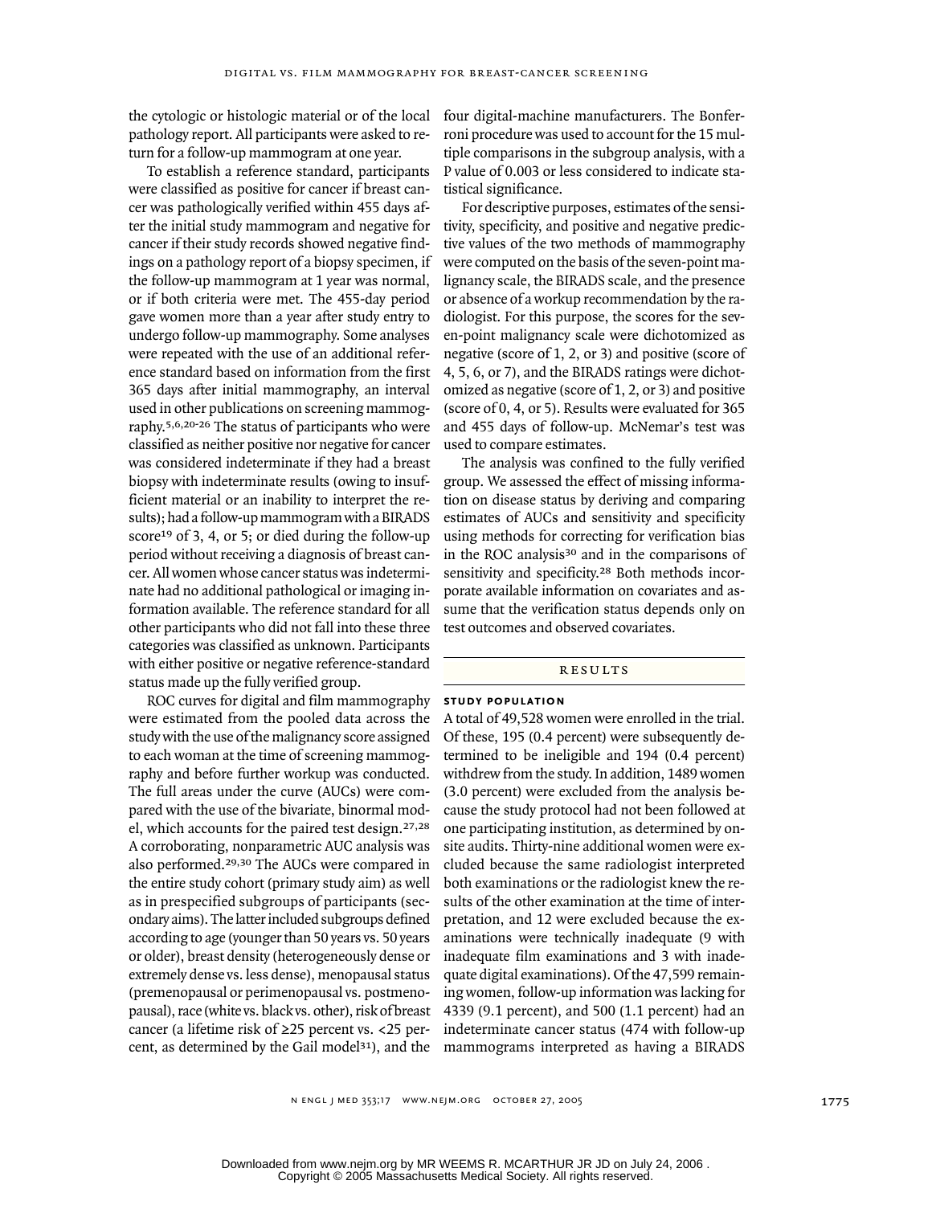the cytologic or histologic material or of the local pathology report. All participants were asked to return for a follow-up mammogram at one year.

To establish a reference standard, participants were classified as positive for cancer if breast cancer was pathologically verified within 455 days after the initial study mammogram and negative for cancer if their study records showed negative findings on a pathology report of a biopsy specimen, if the follow-up mammogram at 1 year was normal, or if both criteria were met. The 455-day period gave women more than a year after study entry to undergo follow-up mammography. Some analyses were repeated with the use of an additional reference standard based on information from the first 365 days after initial mammography, an interval used in other publications on screening mammography.[5,6,20-26] The status of participants who were classified as neither positive nor negative for cancer was considered indeterminate if they had a breast biopsy with indeterminate results (owing to insufficient material or an inability to interpret the results); had a follow-up mammogram with a BIRADS score[19] of 3, 4, or 5; or died during the follow-up period without receiving a diagnosis of breast cancer. All women whose cancer status was indeterminate had no additional pathological or imaging information available. The reference standard for all other participants who did not fall into these three categories was classified as unknown. Participants with either positive or negative reference-standard status made up the fully verified group.

ROC curves for digital and film mammography were estimated from the pooled data across the study with the use of the malignancy score assigned to each woman at the time of screening mammography and before further workup was conducted. The full areas under the curve (AUCs) were compared with the use of the bivariate, binormal model, which accounts for the paired test design.[27,28] A corroborating, nonparametric AUC analysis was also performed.[29,30] The AUCs were compared in the entire study cohort (primary study aim) as well as in prespecified subgroups of participants (secondary aims). The latter included subgroups defined according to age (younger than 50 years vs. 50 years or older), breast density (heterogeneously dense or extremely dense vs. less dense), menopausal status (premenopausal or perimenopausal vs. postmenopausal), race (white vs. black vs. other), risk of breast cancer (a lifetime risk of ≥25 percent vs. <25 percent, as determined by the Gail model[31]), and the four digital-machine manufacturers. The Bonferroni procedure was used to account for the 15 multiple comparisons in the subgroup analysis, with a P value of 0.003 or less considered to indicate statistical significance.

For descriptive purposes, estimates of the sensitivity, specificity, and positive and negative predictive values of the two methods of mammography were computed on the basis of the seven-point malignancy scale, the BIRADS scale, and the presence or absence of a workup recommendation by the radiologist. For this purpose, the scores for the seven-point malignancy scale were dichotomized as negative (score of 1, 2, or 3) and positive (score of 4, 5, 6, or 7), and the BIRADS ratings were dichotomized as negative (score of 1, 2, or 3) and positive (score of 0, 4, or 5). Results were evaluated for 365 and 455 days of follow-up. McNemar's test was used to compare estimates.

The analysis was confined to the fully verified group. We assessed the effect of missing information on disease status by deriving and comparing estimates of AUCs and sensitivity and specificity using methods for correcting for verification bias in the ROC analysis[30] and in the comparisons of sensitivity and specificity.[28] Both methods incorporate available information on covariates and assume that the verification status depends only on test outcomes and observed covariates.

## RESULTS

### STUDY POPULATION

A total of 49,528 women were enrolled in the trial. Of these, 195 (0.4 percent) were subsequently determined to be ineligible and 194 (0.4 percent) withdrew from the study. In addition, 1489 women (3.0 percent) were excluded from the analysis because the study protocol had not been followed at one participating institution, as determined by onsite audits. Thirty-nine additional women were excluded because the same radiologist interpreted both examinations or the radiologist knew the results of the other examination at the time of interpretation, and 12 were excluded because the examinations were technically inadequate (9 with inadequate film examinations and 3 with inadequate digital examinations). Of the 47,599 remaining women, follow-up information was lacking for 4339 (9.1 percent), and 500 (1.1 percent) had an indeterminate cancer status (474 with follow-up mammograms interpreted as having a BIRADS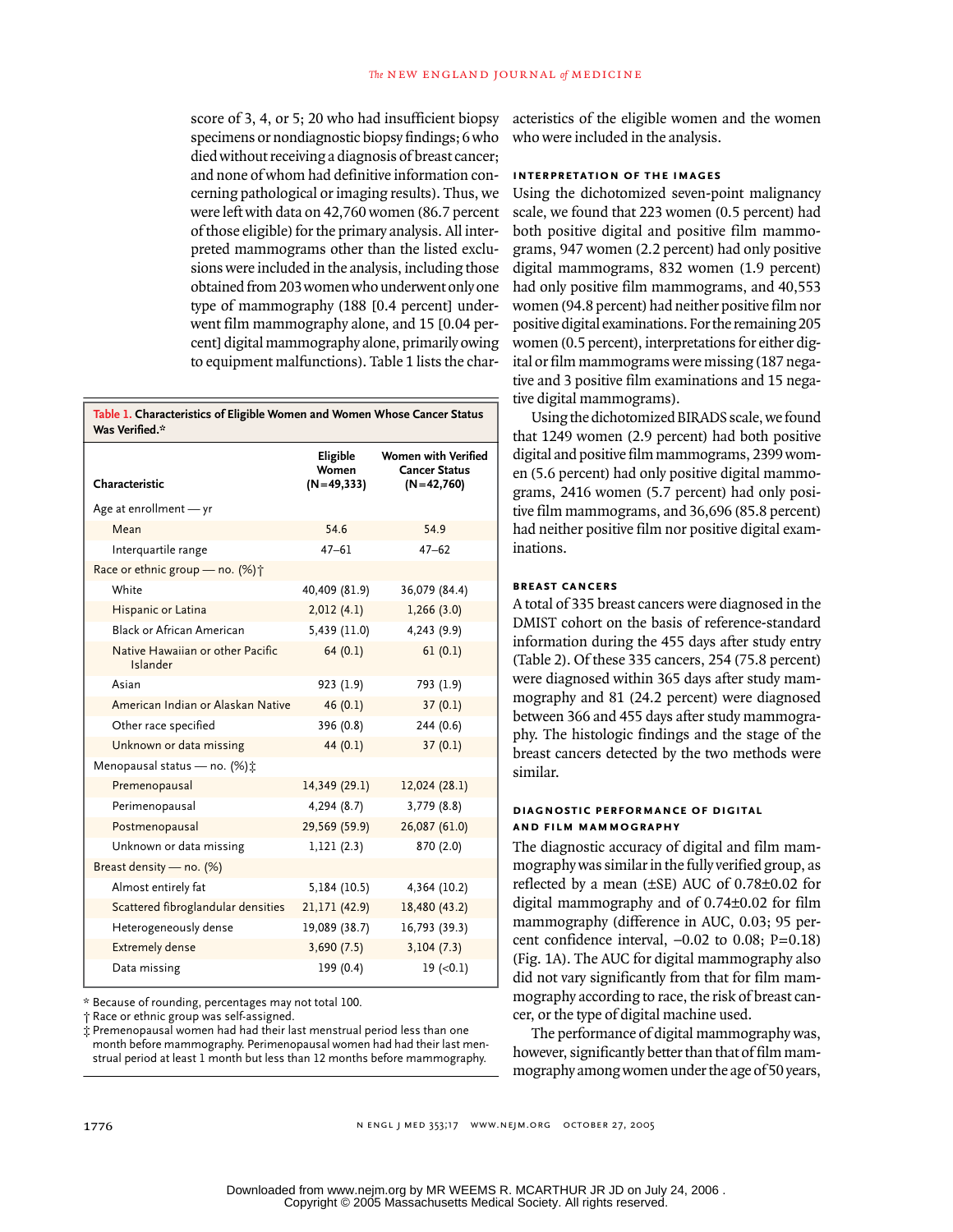score of 3, 4, or 5; 20 who had insufficient biopsy specimens or nondiagnostic biopsy findings; 6 who died without receiving a diagnosis of breast cancer; and none of whom had definitive information concerning pathological or imaging results). Thus, we were left with data on 42,760 women (86.7 percent of those eligible) for the primary analysis. All interpreted mammograms other than the listed exclusions were included in the analysis, including those obtained from 203 women who underwent only one type of mammography (188 [0.4 percent] underwent film mammography alone, and 15 [0.04 percent] digital mammography alone, primarily owing to equipment malfunctions). Table 1 lists the characteristics of the eligible women and the women who were included in the analysis.

**Table 1. Characteristics of Eligible Women and Women Whose Cancer Status Was Verified.***

| Characteristic | Eligible Women (N=49,333) | Women with Verified Cancer Status (N=42,760) |
|---|---|---|
| Age at enrollment — yr | | |
| Mean | 54.6 | 54.9 |
| Interquartile range | 47–61 | 47–62 |
| Race or ethnic group — no. (%)† | | |
| White | 40,409 (81.9) | 36,079 (84.4) |
| Hispanic or Latina | 2,012 (4.1) | 1,266 (3.0) |
| Black or African American | 5,439 (11.0) | 4,243 (9.9) |
| Native Hawaiian or other Pacific Islander | 64 (0.1) | 61 (0.1) |
| Asian | 923 (1.9) | 793 (1.9) |
| American Indian or Alaskan Native | 46 (0.1) | 37 (0.1) |
| Other race specified | 396 (0.8) | 244 (0.6) |
| Unknown or data missing | 44 (0.1) | 37 (0.1) |
| Menopausal status — no. (%)‡ | | |
| Premenopausal | 14,349 (29.1) | 12,024 (28.1) |
| Perimenopausal | 4,294 (8.7) | 3,779 (8.8) |
| Postmenopausal | 29,569 (59.9) | 26,087 (61.0) |
| Unknown or data missing | 1,121 (2.3) | 870 (2.0) |
| Breast density — no. (%) | | |
| Almost entirely fat | 5,184 (10.5) | 4,364 (10.2) |
| Scattered fibroglandular densities | 21,171 (42.9) | 18,480 (43.2) |
| Heterogeneously dense | 19,089 (38.7) | 16,793 (39.3) |
| Extremely dense | 3,690 (7.5) | 3,104 (7.3) |
| Data missing | 199 (0.4) | 19 (<0.1) |

\* Because of rounding, percentages may not total 100.

† Race or ethnic group was self-assigned.

‡ Premenopausal women had had their last menstrual period less than one month before mammography. Perimenopausal women had had their last menstrual period at least 1 month but less than 12 months before mammography.

### INTERPRETATION OF THE IMAGES

Using the dichotomized seven-point malignancy scale, we found that 223 women (0.5 percent) had both positive digital and positive film mammograms, 947 women (2.2 percent) had only positive digital mammograms, 832 women (1.9 percent) had only positive film mammograms, and 40,553 women (94.8 percent) had neither positive film nor positive digital examinations. For the remaining 205 women (0.5 percent), interpretations for either digital or film mammograms were missing (187 negative and 3 positive film examinations and 15 negative digital mammograms).

Using the dichotomized BIRADS scale, we found that 1249 women (2.9 percent) had both positive digital and positive film mammograms, 2399 women (5.6 percent) had only positive digital mammograms, 2416 women (5.7 percent) had only positive film mammograms, and 36,696 (85.8 percent) had neither positive film nor positive digital examinations.

### BREAST CANCERS

A total of 335 breast cancers were diagnosed in the DMIST cohort on the basis of reference-standard information during the 455 days after study entry (Table 2). Of these 335 cancers, 254 (75.8 percent) were diagnosed within 365 days after study mammography and 81 (24.2 percent) were diagnosed between 366 and 455 days after study mammography. The histologic findings and the stage of the breast cancers detected by the two methods were similar.

### DIAGNOSTIC PERFORMANCE OF DIGITAL AND FILM MAMMOGRAPHY

The diagnostic accuracy of digital and film mammography was similar in the fully verified group, as reflected by a mean (±SE) AUC of 0.78±0.02 for digital mammography and of 0.74±0.02 for film mammography (difference in AUC, 0.03; 95 percent confidence interval, −0.02 to 0.08; P=0.18) (Fig. 1A). The AUC for digital mammography also did not vary significantly from that for film mammography according to race, the risk of breast cancer, or the type of digital machine used.

The performance of digital mammography was, however, significantly better than that of film mammography among women under the age of 50 years,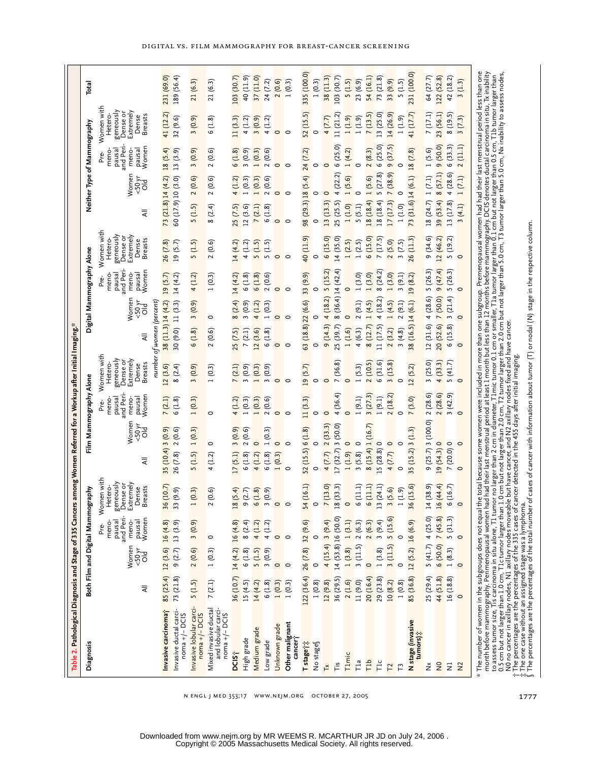**Table 2. Pathological Diagnosis and Stage of 335 Cancers among Women Referred for a Workup after Initial Imaging.***

| Diagnosis | Both Film and Digital Mammography | | | | Film Mammography Alone | | | | Digital Mammography Alone | | | | Neither Type of Mammography | | | | Total |
|---|---|---|---|---|---|---|---|---|---|---|---|---|---|---|---|---|---|
| | All | Women <50 yr Old | Pre-menopausal and Perimenopausal Women | Women with Heterogeneously Dense or Extremely Dense Breasts | All | Women <50 yr Old | Pre-menopausal and Perimenopausal Women | Women with Heterogeneously Dense or Extremely Dense Breasts | All | Women <50 yr Old | Pre-menopausal and Perimenopausal Women | Women with Heterogeneously Dense or Extremely Dense Breasts | All | Women <50 yr Old | Pre-menopausal and Perimenopausal Women | Women with Heterogeneously Dense or Extremely Dense Breasts | |
| | *number of women (percent)* | | | | | | | | | | | | | | | | |
| **Invasive carcinoma†** | 85 (25.4) | 12 (3.6) | 16 (4.8) | 36 (10.7) | 35 (10.4) | 3 (0.9) | 7 (2.1) | 12 (3.6) | 38 (11.3) | 14 (4.2) | 19 (5.7) | 26 (7.8) | 73 (21.8) | 14 (4.2) | 18 (5.4) | 41 (12.2) | 231 (69.0) |
| Invasive ductal carcinoma +/− DCIS | 73 (21.8) | 9 (2.7) | 13 (3.9) | 33 (9.9) | 26 (7.8) | 2 (0.6) | 6 (1.8) | 8 (2.4) | 30 (9.0) | 11 (3.3) | 14 (4.2) | 19 (5.7) | 60 (17.9) | 10 (3.0) | 13 (3.9) | 32 (9.6) | 189 (56.4) |
| Invasive lobular carcinoma +/− DCIS | 5 (1.5) | 2 (0.6) | 3 (0.9) | 1 (0.3) | 5 (1.5) | 1 (0.3) | 1 (0.3) | 3 (0.9) | 6 (1.8) | 3 (0.9) | 4 (1.2) | 5 (1.5) | 5 (1.5) | 2 (0.6) | 3 (0.9) | 3 (0.9) | 21 (6.3) |
| Mixed invasive ductal and lobular carcinoma +/− DCIS | 7 (2.1) | 1 (0.3) | 0 | 2 (0.6) | 4 (1.2) | 0 | 0 | 1 (0.3) | 2 (0.6) | 0 | 1 (0.3) | 2 (0.6) | 8 (2.4) | 2 (0.6) | 2 (0.6) | 6 (1.8) | 21 (6.3) |
| **DCIS†** | 36 (10.7) | 14 (4.2) | 16 (4.8) | 18 (5.4) | 17 (5.1) | 3 (0.9) | 4 (1.2) | 7 (2.1) | 25 (7.5) | 8 (2.4) | 14 (4.2) | 14 (4.2) | 25 (7.5) | 4 (1.2) | 6 (1.8) | 11 (3.3) | 103 (30.7) |
| High grade | 15 (4.5) | 6 (1.8) | 8 (2.4) | 9 (2.7) | 6 (1.8) | 2 (0.6) | 1 (0.3) | 3 (0.9) | 7 (2.1) | 3 (0.9) | 6 (1.8) | 4 (1.2) | 12 (3.6) | 1 (0.3) | 3 (0.9) | 4 (1.2) | 40 (11.9) |
| Medium grade | 14 (4.2) | 5 (1.5) | 4 (1.2) | 6 (1.8) | 4 (1.2) | 0 | 1 (0.3) | 1 (0.3) | 12 (3.6) | 4 (1.2) | 6 (1.8) | 5 (1.5) | 7 (2.1) | 1 (0.3) | 1 (0.3) | 3 (0.9) | 37 (11.0) |
| Low grade | 6 (1.8) | 3 (0.9) | 4 (1.2) | 3 (0.9) | 6 (1.8) | 1 (0.3) | 2 (0.6) | 3 (0.9) | 6 (1.8) | 1 (0.3) | 2 (0.6) | 5 (1.5) | 6 (1.8) | 2 (0.6) | 2 (0.6) | 4 (1.2) | 24 (7.2) |
| Unknown grade | 1 (0.3) | 0 | 0 | 0 | 1 (0.3) | 0 | 0 | 0 | 0 | 0 | 0 | 0 | 0 | 0 | 0 | 0 | 2 (0.6) |
| **Other malignant cancer‡** | 1 (0.3) | 0 | 0 | 0 | 0 | 0 | 0 | 0 | 0 | 0 | 0 | 0 | 0 | 0 | 0 | 0 | 1 (0.3) |
| **T stage†‡** | 122 (36.4) | 26 (7.8) | 32 (9.6) | 54 (16.1) | 52 (15.5) | 6 (1.8) | 11 (3.3) | 19 (5.7) | 63 (18.8) | 22 (6.6) | 33 (9.9) | 40 (11.9) | 98 (29.3) | 18 (5.4) | 24 (7.2) | 52 (15.5) | 335 (100.0) |
| No stage§ | 1 (0.8) | 0 | 0 | 0 | 0 | 0 | 0 | 0 | 0 | 0 | 0 | 0 | 0 | 0 | 0 | 0 | 1 (0.3) |
| Tx | 12 (9.8) | 4 (15.4) | 3 (9.4) | 7 (13.0) | 4 (7.7) | 2 (33.3) | 0 | 0 | 9 (14.3) | 4 (18.2) | 5 (15.2) | 6 (15.0) | 13 (13.3) | 0 | | 4 (7.7) | 38 (11.3) |
| Tis | 36 (29.5) | 14 (53.8) | 16 (50.0) | 18 (33.3) | 17 (32.7) | 3 (50.0) | 4 (36.4) | 7 (36.8) | 25 (39.7) | 8 (36.4) | 14 (42.4) | 14 (35.0) | 25 (25.5) | 4 (22.2) | 6 (25.0) | 11 (21.2) | 103 (30.7) |
| T1mic | 2 (1.6) | 1 (3.8) | 1 (3.1) | 0 | 1 (1.9) | 0 | 0 | 0 | 1 (1.6) | 0 | 0 | 1 (2.5) | 1 (1.0) | 1 (5.6) | 1 (4.2) | 1 (1.9) | 5 (1.5) |
| T1a | 11 (9.0) | 3 (11.5) | 2 (6.3) | 6 (11.1) | 3 (5.8) | 0 | 1 (9.1) | 1 (5.3) | 4 (6.3) | 2 (9.1) | 1 (3.0) | 1 (2.5) | 5 (5.1) | 0 | 0 | 1 (1.9) | 23 (6.9) |
| T1b | 20 (16.4) | 0 | 2 (6.3) | 6 (11.1) | 8 (15.4) | 1 (16.7) | 3 (27.3) | 2 (10.5) | 8 (12.7) | 1 (4.5) | 1 (3.0) | 6 (15.0) | 18 (18.4) | 1 (5.6) | 2 (8.3) | 7 (13.5) | 54 (16.1) |
| T1c | 29 (23.8) | 1 (3.8) | 3 (9.4) | 13 (24.1) | 15 (28.8) | 0 | 1 (9.1) | 6 (31.6) | 11 (17.5) | 4 (18.2) | 8 (24.2) | 7 (17.5) | 18 (18.4) | 5 (27.8) | 6 (25.0) | 13 (25.0) | 73 (21.8) |
| T2 | 10 (8.2) | 3 (11.5) | 5 (15.6) | 3 (5.6) | 4 (7.7) | 0 | 2 (18.2) | 3 (15.8) | 2 (3.2) | 1 (4.5) | 1 (3.0) | 2 (5.0) | 17 (17.3) | 7 (38.9) | 9 (37.5) | 14 (26.9) | 33 (9.9) |
| T3 | 1 (0.8) | 0 | 0 | 1 (1.9) | 0 | 0 | 0 | 0 | 3 (4.8) | 2 (9.1) | 3 (9.1) | 3 (7.5) | 1 (1.0) | 0 | 0 | 1 (1.9) | 5 (1.5) |
| **N stage (invasive tumors)‡** | 85 (36.8) | 12 (5.2) | 16 (6.9) | 36 (15.6) | 35 (15.2) | 3 (1.3) | 7 (3.0) | 12 (5.2) | 38 (16.5) | 14 (6.1) | 19 (8.2) | 26 (11.3) | 73 (31.6) | 14 (6.1) | 18 (7.8) | 41 (17.7) | 231 (100.0) |
| Nx | 25 (29.4) | 5 (41.7) | 4 (25.0) | 14 (38.9) | 9 (25.7) | 3 (100.0) | 2 (28.6) | 3 (25.0) | 12 (31.6) | 4 (28.6) | 5 (26.3) | 9 (34.6) | 18 (24.7) | 1 (7.1) | 1 (5.6) | 7 (17.1) | 64 (27.7) |
| N0 | 44 (51.8) | 6 (50.0) | 7 (45.8) | 16 (44.4) | 19 (54.3) | 0 | 2 (28.6) | 4 (33.3) | 20 (52.6) | 7 (50.0) | 9 (47.4) | 12 (46.2) | 39 (53.4) | 8 (57.1) | 9 (50.0) | 23 (56.1) | 122 (52.8) |
| N1 | 16 (18.8) | 1 (8.3) | 5 (31.3) | 6 (16.7) | 7 (20.0) | 0 | 3 (42.9) | 5 (41.7) | 6 (15.8) | 3 (21.4) | 5 (26.3) | 5 (19.2) | 13 (17.8) | 4 (28.6) | 6 (33.3) | 8 (19.5) | 42 (18.2) |
| N2 | 0 | 0 | 0 | 0 | 0 | 0 | 0 | 0 | 0 | 0 | 0 | 0 | 3 (4.1) | 1 (7.1) | 2 (11.1) | 3 (7.3) | 3 (1.3) |

\* The number of women in the subgroups does not equal the total because some women were included in more than one subgroup. Premenopausal women had had their last menstrual period less than one month before mammography. Perimenopausal women had had their last menstrual period at least 1 month but less than 12 months before mammography. DCIS denotes ductal carcinoma in situ, Tx inability to assess tumor size, Tis carcinoma in situ alone, T1 tumor no larger than 2 cm in diameter, T1mic tumor 0.1 cm or smaller, T1a tumor larger than 0.1 cm but not larger than 0.5 cm, T1b tumor larger than 0.5 cm but not larger than 1.0 cm, T1c tumor larger than 1.0 cm but not larger than 2.0 cm, T2 tumor larger than 2.0 cm but not larger than 5.0 cm, T3 tumor larger than 5.0 cm, Nx inability to assess nodes, N0 no cancer in axillary nodes, N1 axillary nodes moveable but have cancer, and N2 axillary nodes fixed and have cancer.

† The percentages are the percentages of the 335 cases of cancer detected in the 455 days after initial imaging.

‡ The one case without an assigned stage was a lymphoma.

§ The percentages are the percentages of the total number of cases of cancer with information about tumor (T) or nodal (N) stage in the respective column.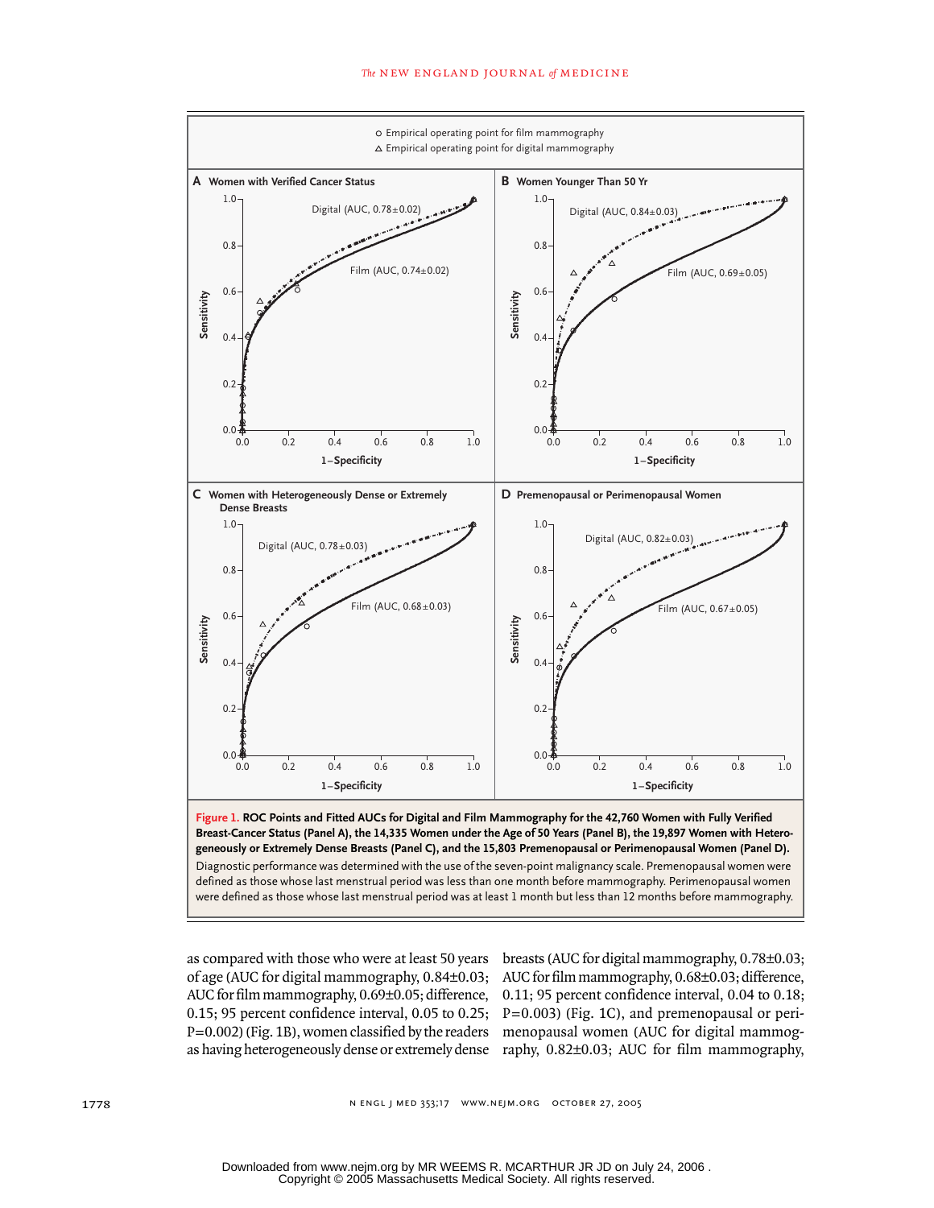Figure 1. ROC Points and Fitted AUCs for Digital and Film Mammography for the 42,760 Women with Fully Verified Breast-Cancer Status (Panel A), the 14,335 Women under the Age of 50 Years (Panel B), the 19,897 Women with Heterogeneously or Extremely Dense Breasts (Panel C), and the 15,803 Premenopausal or Perimenopausal Women (Panel D).

Diagnostic performance was determined with the use of the seven-point malignancy scale. Premenopausal women were defined as those whose last menstrual period was less than one month before mammography. Perimenopausal women were defined as those whose last menstrual period was at least 1 month but less than 12 months before mammography.

as compared with those who were at least 50 years of age (AUC for digital mammography, 0.84±0.03; AUC for film mammography, 0.69±0.05; difference, 0.15; 95 percent confidence interval, 0.05 to 0.25; P=0.002) (Fig. 1B), women classified by the readers as having heterogeneously dense or extremely dense breasts (AUC for digital mammography, 0.78±0.03; AUC for film mammography, 0.68±0.03; difference, 0.11; 95 percent confidence interval, 0.04 to 0.18; P=0.003) (Fig. 1C), and premenopausal or perimenopausal women (AUC for digital mammography, 0.82±0.03; AUC for film mammography,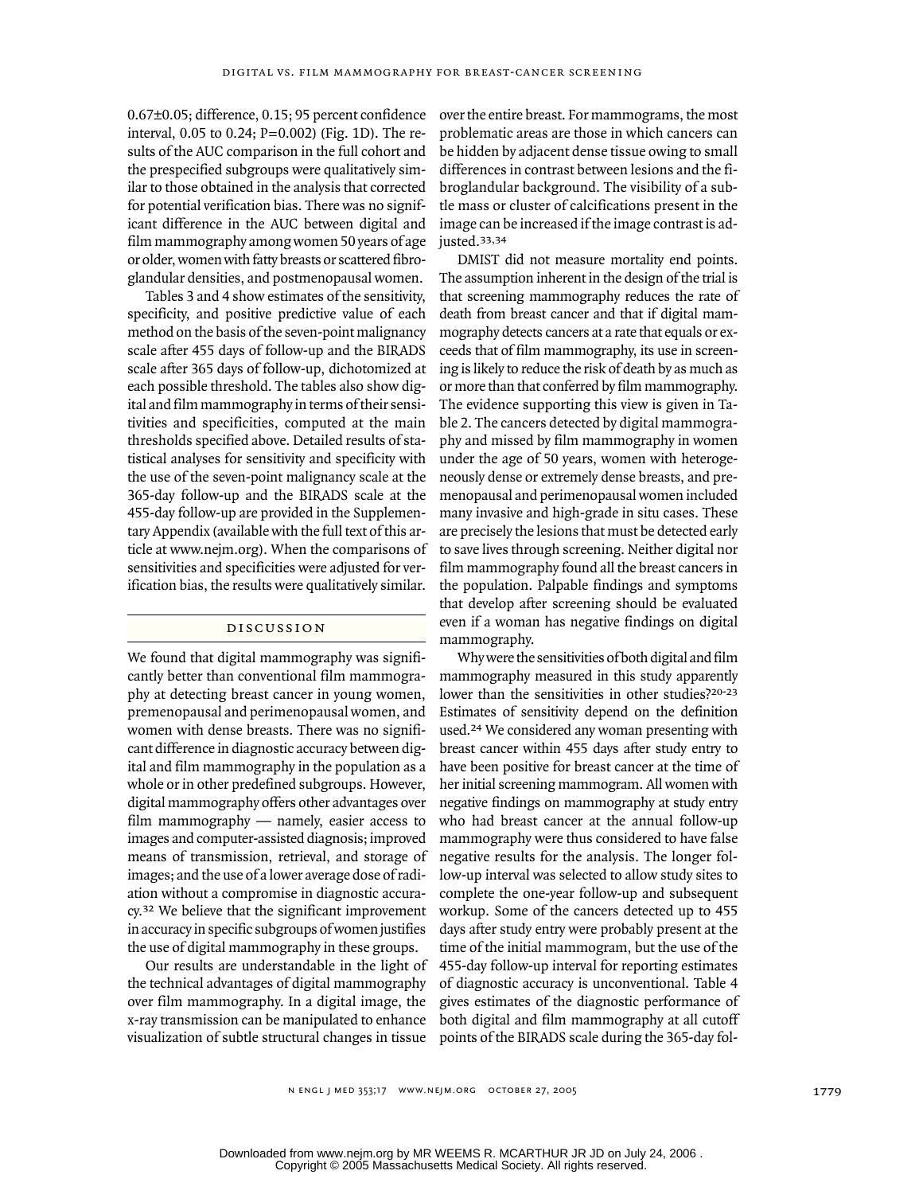0.67±0.05; difference, 0.15; 95 percent confidence interval, 0.05 to 0.24; P=0.002) (Fig. 1D). The results of the AUC comparison in the full cohort and the prespecified subgroups were qualitatively similar to those obtained in the analysis that corrected for potential verification bias. There was no significant difference in the AUC between digital and film mammography among women 50 years of age or older, women with fatty breasts or scattered fibroglandular densities, and postmenopausal women.

Tables 3 and 4 show estimates of the sensitivity, specificity, and positive predictive value of each method on the basis of the seven-point malignancy scale after 455 days of follow-up and the BIRADS scale after 365 days of follow-up, dichotomized at each possible threshold. The tables also show digital and film mammography in terms of their sensitivities and specificities, computed at the main thresholds specified above. Detailed results of statistical analyses for sensitivity and specificity with the use of the seven-point malignancy scale at the 365-day follow-up and the BIRADS scale at the 455-day follow-up are provided in the Supplementary Appendix (available with the full text of this article at www.nejm.org). When the comparisons of sensitivities and specificities were adjusted for verification bias, the results were qualitatively similar.

## DISCUSSION

We found that digital mammography was significantly better than conventional film mammography at detecting breast cancer in young women, premenopausal and perimenopausal women, and women with dense breasts. There was no significant difference in diagnostic accuracy between digital and film mammography in the population as a whole or in other predefined subgroups. However, digital mammography offers other advantages over film mammography — namely, easier access to images and computer-assisted diagnosis; improved means of transmission, retrieval, and storage of images; and the use of a lower average dose of radiation without a compromise in diagnostic accuracy.[32] We believe that the significant improvement in accuracy in specific subgroups of women justifies the use of digital mammography in these groups.

Our results are understandable in the light of the technical advantages of digital mammography over film mammography. In a digital image, the x-ray transmission can be manipulated to enhance visualization of subtle structural changes in tissue over the entire breast. For mammograms, the most problematic areas are those in which cancers can be hidden by adjacent dense tissue owing to small differences in contrast between lesions and the fibroglandular background. The visibility of a subtle mass or cluster of calcifications present in the image can be increased if the image contrast is adjusted.[33,34]

DMIST did not measure mortality end points. The assumption inherent in the design of the trial is that screening mammography reduces the rate of death from breast cancer and that if digital mammography detects cancers at a rate that equals or exceeds that of film mammography, its use in screening is likely to reduce the risk of death by as much as or more than that conferred by film mammography. The evidence supporting this view is given in Table 2. The cancers detected by digital mammography and missed by film mammography in women under the age of 50 years, women with heterogeneously dense or extremely dense breasts, and premenopausal and perimenopausal women included many invasive and high-grade in situ cases. These are precisely the lesions that must be detected early to save lives through screening. Neither digital nor film mammography found all the breast cancers in the population. Palpable findings and symptoms that develop after screening should be evaluated even if a woman has negative findings on digital mammography.

Why were the sensitivities of both digital and film mammography measured in this study apparently lower than the sensitivities in other studies?[20-23] Estimates of sensitivity depend on the definition used.[24] We considered any woman presenting with breast cancer within 455 days after study entry to have been positive for breast cancer at the time of her initial screening mammogram. All women with negative findings on mammography at study entry who had breast cancer at the annual follow-up mammography were thus considered to have false negative results for the analysis. The longer follow-up interval was selected to allow study sites to complete the one-year follow-up and subsequent workup. Some of the cancers detected up to 455 days after study entry were probably present at the time of the initial mammogram, but the use of the 455-day follow-up interval for reporting estimates of diagnostic accuracy is unconventional. Table 4 gives estimates of the diagnostic performance of both digital and film mammography at all cutoff points of the BIRADS scale during the 365-day fol-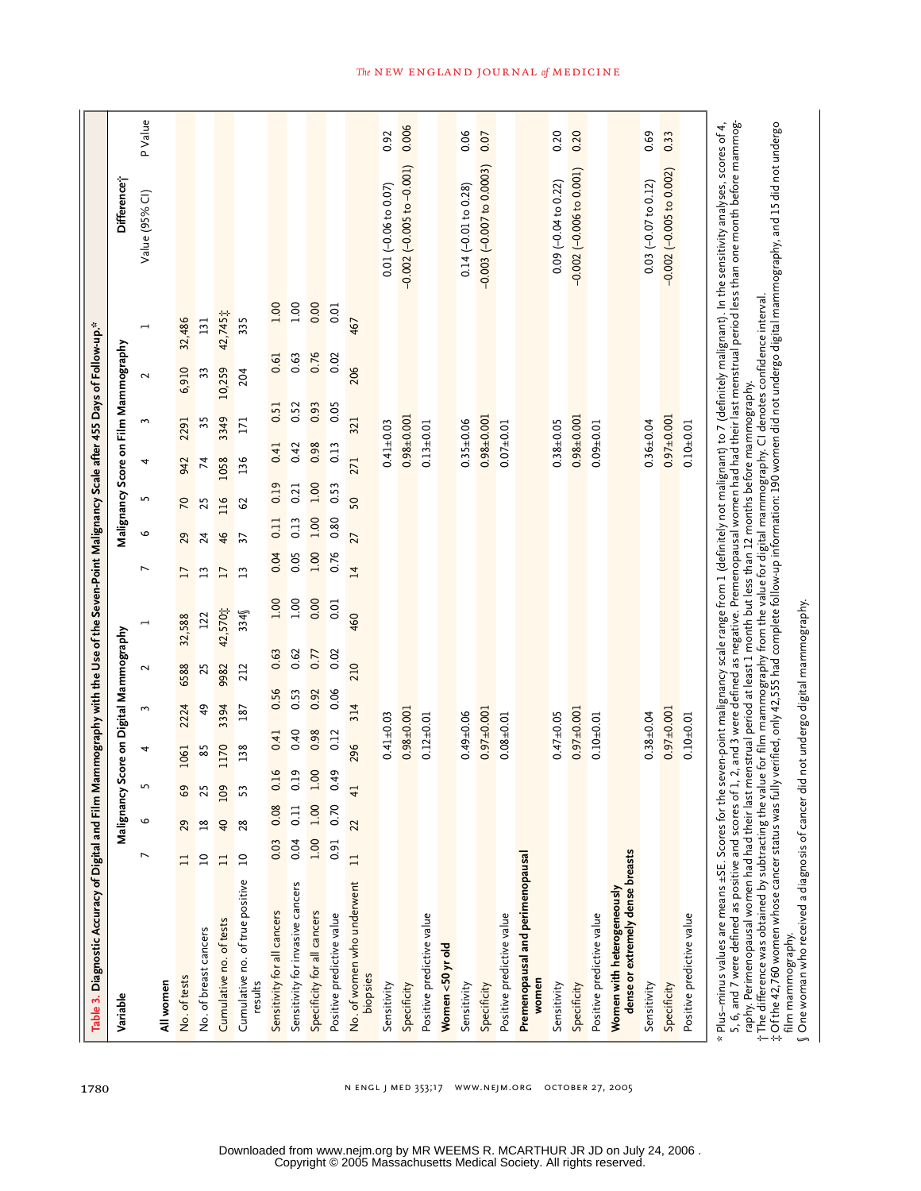**Table 3. Diagnostic Accuracy of Digital and Film Mammography with the Use of the Seven-Point Malignancy Scale after 455 Days of Follow-up.***

| Variable | Malignancy Score on Digital Mammography | | | | | | | Malignancy Score on Film Mammography | | | | | | | Difference† | |
|---|---|---|---|---|---|---|---|---|---|---|---|---|---|---|---|---|
| | 7 | 6 | 5 | 4 | 3 | 2 | 1 | 7 | 6 | 5 | 4 | 3 | 2 | 1 | Value (95% CI) | P Value |
| **All women** | | | | | | | | | | | | | | | | |
| No. of tests | 11 | 29 | 69 | 1061 | 2224 | 6588 | 32,588 | 17 | 29 | 70 | 942 | 2291 | 6,910 | 32,486 | | |
| No. of breast cancers | 10 | 18 | 25 | 85 | 49 | 25 | 122 | 13 | 24 | 25 | 74 | 35 | 33 | 131 | | |
| Cumulative no. of tests | 11 | 40 | 109 | 1170 | 3394 | 9982 | 42,570‡ | 17 | 46 | 116 | 1058 | 3349 | 10,259 | 42,745‡ | | |
| Cumulative no. of true positive results | 10 | 28 | 53 | 138 | 187 | 212 | 334§ | 13 | 37 | 62 | 136 | 171 | 204 | 335 | | |
| Sensitivity for all cancers | 0.03 | 0.08 | 0.16 | 0.41 | 0.56 | 0.63 | 1.00 | 0.04 | 0.11 | 0.19 | 0.41 | 0.51 | 0.61 | 1.00 | | |
| Sensitivity for invasive cancers | 0.04 | 0.11 | 0.19 | 0.40 | 0.53 | 0.62 | 1.00 | 0.05 | 0.13 | 0.21 | 0.42 | 0.52 | 0.63 | 1.00 | | |
| Specificity for all cancers | 1.00 | 1.00 | 1.00 | 0.98 | 0.92 | 0.77 | 0.00 | 1.00 | 1.00 | 1.00 | 0.98 | 0.93 | 0.76 | 0.00 | | |
| Positive predictive value | 0.91 | 0.70 | 0.49 | 0.12 | 0.06 | 0.02 | 0.01 | 0.76 | 0.80 | 0.53 | 0.13 | 0.05 | 0.02 | 0.01 | | |
| No. of women who underwent biopsies | 11 | 22 | 41 | 296 | 314 | 210 | 460 | 14 | 27 | 50 | 271 | 321 | 206 | 467 | | |
| Sensitivity | | | | 0.41±0.03 | | | | | | | 0.41±0.03 | | | | 0.01 (−0.06 to 0.07) | 0.92 |
| Specificity | | | | 0.98±0.001 | | | | | | | 0.98±0.001 | | | | −0.002 (−0.005 to −0.001) | 0.006 |
| Positive predictive value | | | | 0.12±0.01 | | | | | | | 0.13±0.01 | | | | | |
| **Women <50 yr old** | | | | | | | | | | | | | | | | |
| Sensitivity | | | | 0.49±0.06 | | | | | | | 0.35±0.06 | | | | 0.14 (−0.01 to 0.28) | 0.06 |
| Specificity | | | | 0.97±0.001 | | | | | | | 0.98±0.001 | | | | −0.003 (−0.007 to 0.0003) | 0.07 |
| Positive predictive value | | | | 0.08±0.01 | | | | | | | 0.07±0.01 | | | | | |
| **Premenopausal and perimenopausal women** | | | | | | | | | | | | | | | | |
| Sensitivity | | | | 0.47±0.05 | | | | | | | 0.38±0.05 | | | | 0.09 (−0.04 to 0.22) | 0.20 |
| Specificity | | | | 0.97±0.001 | | | | | | | 0.98±0.001 | | | | −0.002 (−0.006 to 0.001) | 0.20 |
| Positive predictive value | | | | 0.10±0.01 | | | | | | | 0.09±0.01 | | | | | |
| **Women with heterogeneously dense or extremely dense breasts** | | | | | | | | | | | | | | | | |
| Sensitivity | | | | 0.38±0.04 | | | | | | | 0.36±0.04 | | | | 0.03 (−0.07 to 0.12) | 0.69 |
| Specificity | | | | 0.97±0.001 | | | | | | | 0.97±0.001 | | | | −0.002 (−0.005 to 0.002) | 0.33 |
| Positive predictive value | | | | 0.10±0.01 | | | | | | | 0.10±0.01 | | | | | |

\* Plus–minus values are means ±SE. Scores for the seven-point malignancy scale range from 1 (definitely not malignant) to 7 (definitely malignant). In the sensitivity analyses, scores of 4, 5, 6, and 7 were defined as positive and scores of 1, 2, and 3 were defined as negative. Premenopausal women had had their last menstrual period less than one month before mammography. Perimenopausal women had had their last menstrual period at least 1 month but less than 12 months before mammography.

† The difference was obtained by subtracting the value for film mammography from the value for digital mammography. CI denotes confidence interval.

‡ Of the 42,760 women whose cancer status was fully verified, only 42,555 had complete follow-up information: 190 women did not undergo digital mammography, and 15 did not undergo film mammography.

§ One woman who received a diagnosis of cancer did not undergo digital mammography.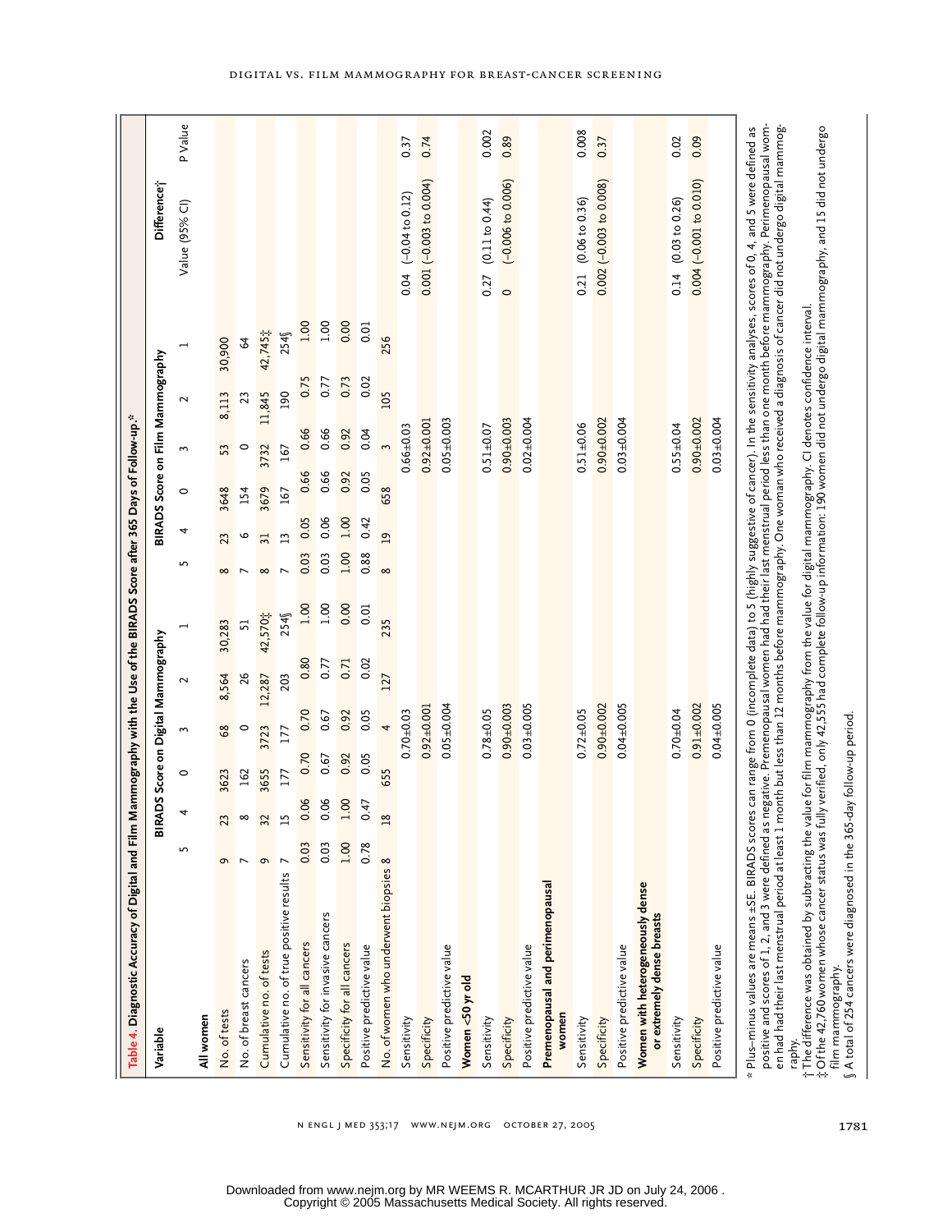**Table 4. Diagnostic Accuracy of Digital and Film Mammography with the Use of the BIRADS Score after 365 Days of Follow-up.***

| Variable | BIRADS Score on Digital Mammography | | | | | | BIRADS Score on Film Mammography | | | | | | Difference† | |
|---|---|---|---|---|---|---|---|---|---|---|---|---|---|---|
| | 5 | 4 | 0 | 3 | 2 | 1 | 5 | 4 | 0 | 3 | 2 | 1 | Value (95% CI) | P Value |
| **All women** | | | | | | | | | | | | | | |
| No. of tests | 9 | 23 | 3623 | 68 | 8,564 | 30,283 | 8 | 23 | 3648 | 53 | 8,113 | 30,900 | | |
| No. of breast cancers | 7 | 8 | 162 | 0 | 26 | 51 | 7 | 6 | 154 | 0 | 23 | 64 | | |
| Cumulative no. of tests | 9 | 32 | 3655 | 3723 | 12,287 | 42,570‡ | 8 | 31 | 3679 | 3732 | 11,845 | 42,745‡ | | |
| Cumulative no. of true positive results | 7 | 15 | 177 | 177 | 203 | 254§ | 7 | 13 | 167 | 167 | 190 | 254§ | | |
| Sensitivity for all cancers | 0.03 | 0.06 | 0.70 | 0.70 | 0.80 | 1.00 | 0.03 | 0.05 | 0.66 | 0.66 | 0.75 | 1.00 | | |
| Sensitivity for invasive cancers | 0.03 | 0.06 | 0.67 | 0.67 | 0.77 | 1.00 | 0.03 | 0.06 | 0.66 | 0.66 | 0.77 | 1.00 | | |
| Specificity for all cancers | 1.00 | 1.00 | 0.92 | 0.92 | 0.71 | 0.00 | 1.00 | 1.00 | 0.92 | 0.92 | 0.73 | 0.00 | | |
| Positive predictive value | 0.78 | 0.47 | 0.05 | 0.05 | 0.02 | 0.01 | 0.88 | 0.42 | 0.05 | 0.04 | 0.02 | 0.01 | | |
| No. of women who underwent biopsies | 8 | 18 | 655 | 4 | 127 | 235 | 8 | 19 | 658 | 3 | 105 | 256 | | |
| Sensitivity | | | | 0.70±0.03 | | | | | | 0.66±0.03 | | | 0.04 (−0.04 to 0.12) | 0.37 |
| Specificity | | | | 0.92±0.001 | | | | | | 0.92±0.001 | | | 0.001 (−0.003 to 0.004) | 0.74 |
| Positive predictive value | | | | 0.05±0.004 | | | | | | 0.05±0.003 | | | | |
| **Women <50 yr old** | | | | | | | | | | | | | | |
| Sensitivity | | | | 0.78±0.05 | | | | | | 0.51±0.07 | | | 0.27 (0.11 to 0.44) | 0.002 |
| Specificity | | | | 0.90±0.003 | | | | | | 0.90±0.003 | | | 0 (−0.006 to 0.006) | 0.89 |
| Positive predictive value | | | | 0.03±0.005 | | | | | | 0.02±0.004 | | | | |
| **Premenopausal and perimenopausal women** | | | | | | | | | | | | | | |
| Sensitivity | | | | 0.72±0.05 | | | | | | 0.51±0.06 | | | 0.21 (0.06 to 0.36) | 0.008 |
| Specificity | | | | 0.90±0.002 | | | | | | 0.90±0.002 | | | 0.002 (−0.003 to 0.008) | 0.37 |
| Positive predictive value | | | | 0.04±0.005 | | | | | | 0.03±0.004 | | | | |
| **Women with heterogeneously dense or extremely dense breasts** | | | | | | | | | | | | | | |
| Sensitivity | | | | 0.70±0.04 | | | | | | 0.55±0.04 | | | 0.14 (0.03 to 0.26) | 0.02 |
| Specificity | | | | 0.91±0.002 | | | | | | 0.90±0.002 | | | 0.004 (−0.001 to 0.010) | 0.09 |
| Positive predictive value | | | | 0.04±0.005 | | | | | | 0.03±0.004 | | | | |

\* Plus–minus values are means ±SE. BIRADS scores can range from 0 (incomplete data) to 5 (highly suggestive of cancer). In the sensitivity analyses, scores of 0, 4, and 5 were defined as positive and scores of 1, 2, and 3 were defined as negative. Premenopausal women had had their last menstrual period less than one month before mammography. Perimenopausal women had had their last menstrual period at least 1 month but less than 12 months before mammography. One woman who received a diagnosis of cancer did not undergo digital mammography.

† The difference was obtained by subtracting the value for film mammography from the value for digital mammography. CI denotes confidence interval.

‡ Of the 42,760 women whose cancer status was fully verified, only 42,555 had complete follow-up information: 190 women did not undergo digital mammography, and 15 did not undergo film mammography.

§ A total of 254 cancers were diagnosed in the 365-day follow-up period.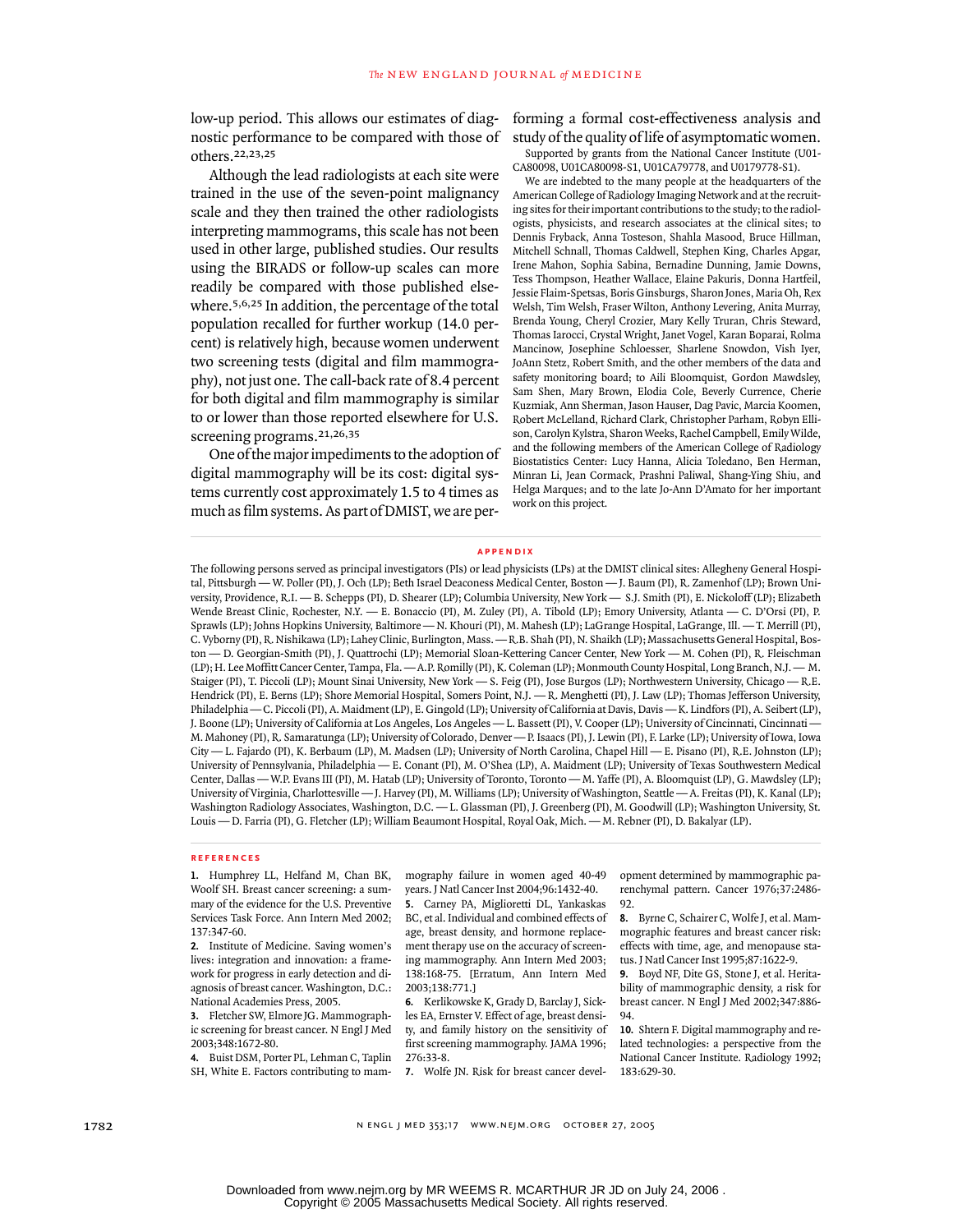low-up period. This allows our estimates of diagnostic performance to be compared with those of others.[22,23,25]

Although the lead radiologists at each site were trained in the use of the seven-point malignancy scale and they then trained the other radiologists interpreting mammograms, this scale has not been used in other large, published studies. Our results using the BIRADS or follow-up scales can more readily be compared with those published elsewhere.[5,6,25] In addition, the percentage of the total population recalled for further workup (14.0 percent) is relatively high, because women underwent two screening tests (digital and film mammography), not just one. The call-back rate of 8.4 percent for both digital and film mammography is similar to or lower than those reported elsewhere for U.S. screening programs.[21,26,35]

One of the major impediments to the adoption of digital mammography will be its cost: digital systems currently cost approximately 1.5 to 4 times as much as film systems. As part of DMIST, we are performing a formal cost-effectiveness analysis and study of the quality of life of asymptomatic women.

Supported by grants from the National Cancer Institute (U01-CA80098, U01CA80098-S1, U01CA79778, and U0179778-S1).

We are indebted to the many people at the headquarters of the American College of Radiology Imaging Network and at the recruiting sites for their important contributions to the study; to the radiologists, physicists, and research associates at the clinical sites; to Dennis Fryback, Anna Tosteson, Shahla Masood, Bruce Hillman, Mitchell Schnall, Thomas Caldwell, Stephen King, Charles Apgar, Irene Mahon, Sophia Sabina, Bernadine Dunning, Jamie Downs, Tess Thompson, Heather Wallace, Elaine Pakuris, Donna Hartfeil, Jessie Flaim-Spetsas, Boris Ginsburgs, Sharon Jones, Maria Oh, Rex Welsh, Tim Welsh, Fraser Wilton, Anthony Levering, Anita Murray, Brenda Young, Cheryl Crozier, Mary Kelly Truran, Chris Steward, Thomas Iarocci, Crystal Wright, Janet Vogel, Karan Boparai, Rolma Mancinow, Josephine Schloesser, Sharlene Snowdon, Vish Iyer, JoAnn Stetz, Robert Smith, and the other members of the data and safety monitoring board; to Aili Bloomquist, Gordon Mawdsley, Sam Shen, Mary Brown, Elodia Cole, Beverly Currence, Cherie Kuzmiak, Ann Sherman, Jason Hauser, Dag Pavic, Marcia Koomen, Robert McLelland, Richard Clark, Christopher Parham, Robyn Ellison, Carolyn Kylstra, Sharon Weeks, Rachel Campbell, Emily Wilde, and the following members of the American College of Radiology Biostatistics Center: Lucy Hanna, Alicia Toledano, Ben Herman, Minran Li, Jean Cormack, Prashni Paliwal, Shang-Ying Shiu, and Helga Marques; and to the late Jo-Ann D'Amato for her important work on this project.

## APPENDIX

The following persons served as principal investigators (PIs) or lead physicists (LPs) at the DMIST clinical sites: Allegheny General Hospital, Pittsburgh — W. Poller (PI), J. Och (LP); Beth Israel Deaconess Medical Center, Boston — J. Baum (PI), R. Zamenhof (LP); Brown University, Providence, R.I. — B. Schepps (PI), D. Shearer (LP); Columbia University, New York — S.J. Smith (PI), E. Nickoloff (LP); Elizabeth Wende Breast Clinic, Rochester, N.Y. — E. Bonaccio (PI), M. Zuley (PI), A. Tibold (LP); Emory University, Atlanta — C. D'Orsi (PI), P. Sprawls (LP); Johns Hopkins University, Baltimore — N. Khouri (PI), M. Mahesh (LP); LaGrange Hospital, LaGrange, Ill. — T. Merrill (PI), C. Vyborny (PI), R. Nishikawa (LP); Lahey Clinic, Burlington, Mass. — R.B. Shah (PI), N. Shaikh (LP); Massachusetts General Hospital, Boston — D. Georgian-Smith (PI), J. Quattrochi (LP); Memorial Sloan-Kettering Cancer Center, New York — M. Cohen (PI), R. Fleischman (LP); H. Lee Moffitt Cancer Center, Tampa, Fla. — A.P. Romilly (PI), K. Coleman (LP); Monmouth County Hospital, Long Branch, N.J. — M. Staiger (PI), T. Piccoli (LP); Mount Sinai University, New York — S. Feig (PI), Jose Burgos (LP); Northwestern University, Chicago — R.E. Hendrick (PI), E. Berns (LP); Shore Memorial Hospital, Somers Point, N.J. — R. Menghetti (PI), J. Law (LP); Thomas Jefferson University, Philadelphia — C. Piccoli (PI), A. Maidment (LP), E. Gingold (LP); University of California at Davis, Davis — K. Lindfors (PI), A. Seibert (LP), J. Boone (LP); University of California at Los Angeles, Los Angeles — L. Bassett (PI), V. Cooper (LP); University of Cincinnati, Cincinnati — M. Mahoney (PI), R. Samaratunga (LP); University of Colorado, Denver — P. Isaacs (PI), J. Lewin (PI), F. Larke (LP); University of Iowa, Iowa City — L. Fajardo (PI), K. Berbaum (LP), M. Madsen (LP); University of North Carolina, Chapel Hill — E. Pisano (PI), R.E. Johnston (LP); University of Pennsylvania, Philadelphia — E. Conant (PI), M. O'Shea (LP), A. Maidment (LP); University of Texas Southwestern Medical Center, Dallas — W.P. Evans III (PI), M. Hatab (LP); University of Toronto, Toronto — M. Yaffe (PI), A. Bloomquist (LP), G. Mawdsley (LP); University of Virginia, Charlottesville — J. Harvey (PI), M. Williams (LP); University of Washington, Seattle — A. Freitas (PI), K. Kanal (LP); Washington Radiology Associates, Washington, D.C. — L. Glassman (PI), J. Greenberg (PI), M. Goodwill (LP); Washington University, St. Louis — D. Farria (PI), G. Fletcher (LP); William Beaumont Hospital, Royal Oak, Mich. — M. Rebner (PI), D. Bakalyar (LP).

## REFERENCES

1. Humphrey LL, Helfand M, Chan BK, Woolf SH. Breast cancer screening: a summary of the evidence for the U.S. Preventive Services Task Force. Ann Intern Med 2002; 137:347-60.
2. Institute of Medicine. Saving women's lives: integration and innovation: a framework for progress in early detection and diagnosis of breast cancer. Washington, D.C.: National Academies Press, 2005.
3. Fletcher SW, Elmore JG. Mammographic screening for breast cancer. N Engl J Med 2003;348:1672-80.
4. Buist DSM, Porter PL, Lehman C, Taplin SH, White E. Factors contributing to mammography failure in women aged 40-49 years. J Natl Cancer Inst 2004;96:1432-40.
5. Carney PA, Miglioretti DL, Yankaskas BC, et al. Individual and combined effects of age, breast density, and hormone replacement therapy use on the accuracy of screening mammography. Ann Intern Med 2003; 138:168-75. [Erratum, Ann Intern Med 2003;138:771.]
6. Kerlikowske K, Grady D, Barclay J, Sickles EA, Ernster V. Effect of age, breast density, and family history on the sensitivity of first screening mammography. JAMA 1996; 276:33-8.
7. Wolfe JN. Risk for breast cancer development determined by mammographic parenchymal pattern. Cancer 1976;37:2486-92.
8. Byrne C, Schairer C, Wolfe J, et al. Mammographic features and breast cancer risk: effects with time, age, and menopause status. J Natl Cancer Inst 1995;87:1622-9.
9. Boyd NF, Dite GS, Stone J, et al. Heritability of mammographic density, a risk for breast cancer. N Engl J Med 2002;347:886-94.
10. Shtern F. Digital mammography and related technologies: a perspective from the National Cancer Institute. Radiology 1992; 183:629-30.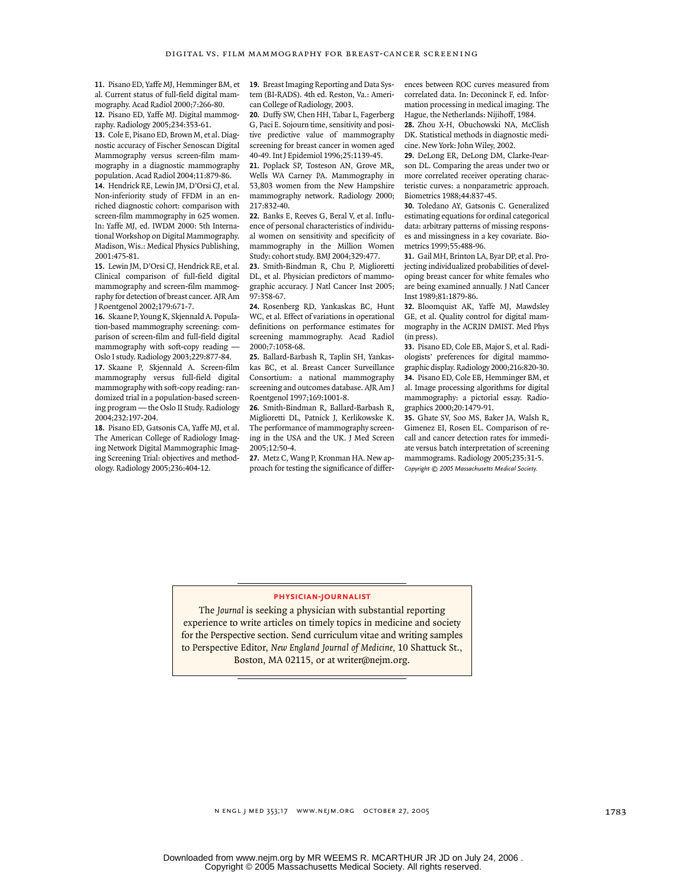11. Pisano ED, Yaffe MJ, Hemminger BM, et al. Current status of full-field digital mammography. Acad Radiol 2000;7:266-80.

12. Pisano ED, Yaffe MJ. Digital mammography. Radiology 2005;234:353-61.

13. Cole E, Pisano ED, Brown M, et al. Diagnostic accuracy of Fischer Senoscan Digital Mammography versus screen-film mammography in a diagnostic mammography population. Acad Radiol 2004;11:879-86.

14. Hendrick RE, Lewin JM, D'Orsi CJ, et al. Non-inferiority study of FFDM in an enriched diagnostic cohort: comparison with screen-film mammography in 625 women. In: Yaffe MJ, ed. IWDM 2000: 5th International Workshop on Digital Mammography. Madison, Wis.: Medical Physics Publishing, 2001:475-81.

15. Lewin JM, D'Orsi CJ, Hendrick RE, et al. Clinical comparison of full-field digital mammography and screen-film mammography for detection of breast cancer. AJR Am J Roentgenol 2002;179:671-7.

16. Skaane P, Young K, Skjennald A. Population-based mammography screening: comparison of screen-film and full-field digital mammography with soft-copy reading — Oslo I study. Radiology 2003;229:877-84.

17. Skaane P, Skjennald A. Screen-film mammography versus full-field digital mammography with soft-copy reading: randomized trial in a population-based screening program — the Oslo II Study. Radiology 2004;232:197-204.

18. Pisano ED, Gatsonis CA, Yaffe MJ, et al. The American College of Radiology Imaging Network Digital Mammographic Imaging Screening Trial: objectives and methodology. Radiology 2005;236:404-12.

19. Breast Imaging Reporting and Data System (BI-RADS). 4th ed. Reston, Va.: American College of Radiology, 2003.

20. Duffy SW, Chen HH, Tabar L, Fagerberg G, Paci E. Sojourn time, sensitivity and positive predictive value of mammography screening for breast cancer in women aged 40-49. Int J Epidemiol 1996;25:1139-45.

21. Poplack SP, Tosteson AN, Grove MR, Wells WA Carney PA. Mammography in 53,803 women from the New Hampshire mammography network. Radiology 2000; 217:832-40.

22. Banks E, Reeves G, Beral V, et al. Influence of personal characteristics of individual women on sensitivity and specificity of mammography in the Million Women Study: cohort study. BMJ 2004;329:477.

23. Smith-Bindman R, Chu P, Miglioretti DL, et al. Physician predictors of mammographic accuracy. J Natl Cancer Inst 2005; 97:358-67.

24. Rosenberg RD, Yankaskas BC, Hunt WC, et al. Effect of variations in operational definitions on performance estimates for screening mammography. Acad Radiol 2000;7:1058-68.

25. Ballard-Barbash R, Taplin SH, Yankaskas BC, et al. Breast Cancer Surveillance Consortium: a national mammography screening and outcomes database. AJR Am J Roentgenol 1997;169:1001-8.

26. Smith-Bindman R, Ballard-Barbash R, Miglioretti DL, Patnick J, Kerlikowske K. The performance of mammography screening in the USA and the UK. J Med Screen 2005;12:50-4.

27. Metz C, Wang P, Kronman HA. New approach for testing the significance of differences between ROC curves measured from correlated data. In: Deconinck F, ed. Information processing in medical imaging. The Hague, the Netherlands: Nijihoff, 1984.

28. Zhou X-H, Obuchowski NA, McClish DK. Statistical methods in diagnostic medicine. New York: John Wiley, 2002.

29. DeLong ER, DeLong DM, Clarke-Pearson DL. Comparing the areas under two or more correlated receiver operating characteristic curves: a nonparametric approach. Biometrics 1988;44:837-45.

30. Toledano AY, Gatsonis C. Generalized estimating equations for ordinal categorical data: arbitrary patterns of missing responses and missingness in a key covariate. Biometrics 1999;55:488-96.

31. Gail MH, Brinton LA, Byar DP, et al. Projecting individualized probabilities of developing breast cancer for white females who are being examined annually. J Natl Cancer Inst 1989;81:1879-86.

32. Bloomquist AK, Yaffe MJ, Mawdsley GE, et al. Quality control for digital mammography in the ACRIN DMIST. Med Phys (in press).

33. Pisano ED, Cole EB, Major S, et al. Radiologists' preferences for digital mammographic display. Radiology 2000;216:820-30.

34. Pisano ED, Cole EB, Hemminger BM, et al. Image processing algorithms for digital mammography: a pictorial essay. Radiographics 2000;20:1479-91.

35. Ghate SV, Soo MS, Baker JA, Walsh R, Gimenez EI, Rosen EL. Comparison of recall and cancer detection rates for immediate versus batch interpretation of screening mammograms. Radiology 2005;235:31-5.

*Copyright © 2005 Massachusetts Medical Society.*

**PHYSICIAN-JOURNALIST**

The *Journal* is seeking a physician with substantial reporting experience to write articles on timely topics in medicine and society for the Perspective section. Send curriculum vitae and writing samples to Perspective Editor, *New England Journal of Medicine*, 10 Shattuck St., Boston, MA 02115, or at writer@nejm.org.